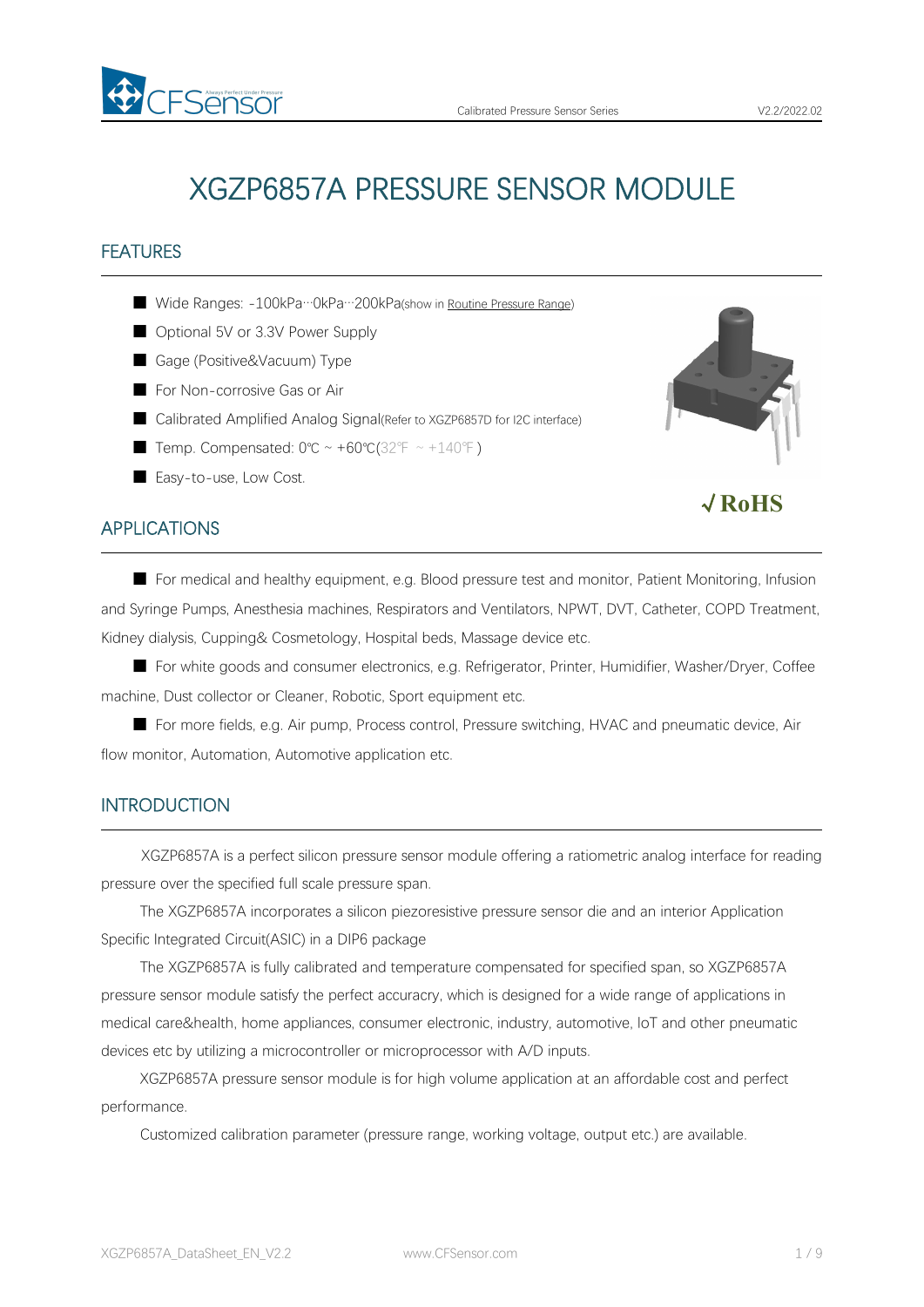# XGZP6857A PRESSURE SENSOR MODULE

## FEATURES

- Wide Ranges: -100kPa···0kPa···200kPa(show in Routine Pressure Range)
- Optional 5V or 3.3V Power Supply
- Gage (Positive&Vacuum) Type
- For Non-corrosive Gas or Air
- Calibrated Amplified Analog Signal(Refer to XGZP6857D for I2C interface)
- Temp. Compensated: 0℃ ~ +60℃(32℉ ~ +140℉)
- Easy-to-use, Low Cost.

√RoHS

## APPLICATIONS

- For medical and healthy equipment, e.g. Blood pressure test and monitor, Patient Monitoring, Infusion and Syringe Pumps, Anesthesia machines, Respirators and Ventilators, NPWT, DVT, Catheter, COPD Treatment, Kidney dialysis, Cupping& Cosmetology, Hospital beds, Massage device etc.
- For white goods and consumer electronics, e.g. Refrigerator, Printer, Humidifier, Washer/Dryer, Coffee machine, Dust collector or Cleaner, Robotic, Sport equipment etc.
- For more fields, e.g. Air pump, Process control, Pressure switching, HVAC and pneumatic device, Air flow monitor, Automation, Automotive application etc.

## INTRODUCTION

XGZP6857A is a perfect silicon pressure sensor module offering a ratiometric analog interface for reading pressure over the specified full scale pressure span.

The XGZP6857A incorporates a silicon piezoresistive pressure sensor die and an interior Application Specific Integrated Circuit(ASIC) in a DIP6 package

The XGZP6857A is fully calibrated and temperature compensated for specified span, so XGZP6857A pressure sensor module satisfy the perfect accuracy, which is designed for a wide range of applications in medical care&health, home appliances, consumer electronic, industry, automotive, IoT and other pneumatic devices etc by utilizing a microcontroller or microprocessor with A/D inputs.

XGZP6857A pressure sensor module is for high volume application at an affordable cost and perfect performance.

Customized calibration parameter (pressure range, working voltage, output etc.) are available.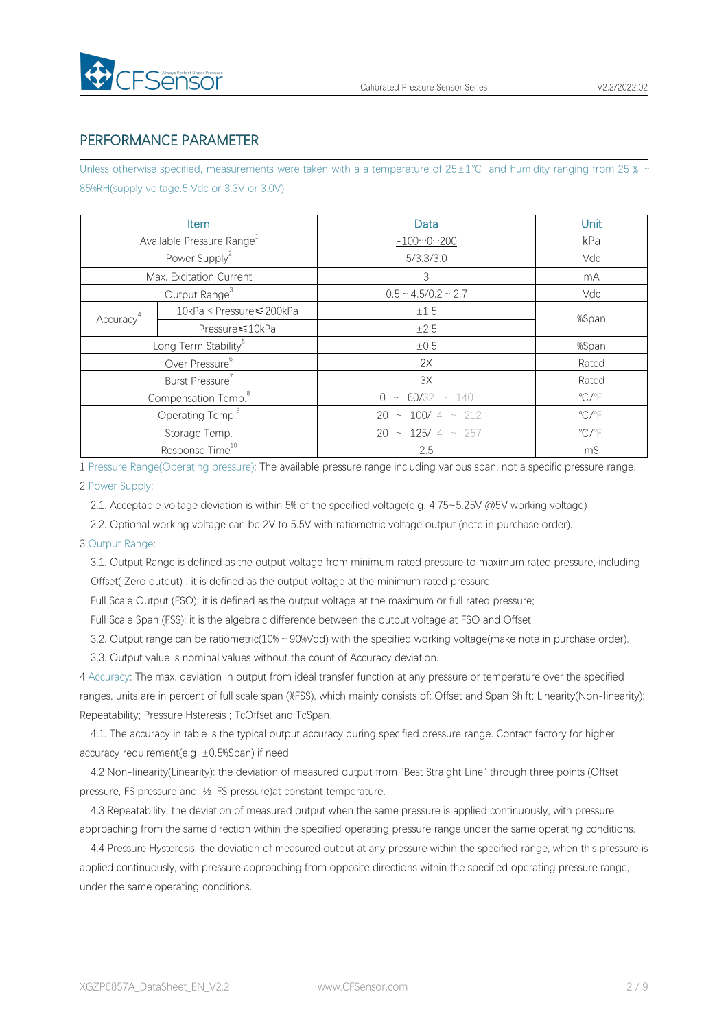## PERFORMANCE PARAMETER

Unless otherwise specified, measurements were taken with a a temperature of 25±1℃ and humidity ranging from 25％ ~ 85%RH(supply voltage:5 Vdc or 3.3V or 3.0V)

| Item | | Data | Unit |
|---|---|---|---|
| Available Pressure Range[1] | | -100…0…200 | kPa |
| Power Supply[2] | | 5/3.3/3.0 | Vdc |
| Max. Excitation Current | | 3 | mA |
| Output Range[3] | | 0.5 ~ 4.5/0.2 ~ 2.7 | Vdc |
| Accuracy[4] | 10kPa < Pressure≤200kPa | ±1.5 | %Span |
| | Pressure≤10kPa | ±2.5 | |
| Long Term Stability[5] | | ±0.5 | %Span |
| Over Pressure[6] | | 2X | Rated |
| Burst Pressure[7] | | 3X | Rated |
| Compensation Temp.[8] | | 0 ~ 60/32 ~ 140 | ℃/℉ |
| Operating Temp.[9] | | -20 ~ 100/-4 ~ 212 | ℃/℉ |
| Storage Temp. | | -20 ~ 125/-4 ~ 257 | ℃/℉ |
| Response Time[10] | | 2.5 | mS |

1 Pressure Range(Operating pressure): The available pressure range including various span, not a specific pressure range.

2 Power Supply:

2.1. Acceptable voltage deviation is within 5% of the specified voltage(e.g. 4.75~5.25V @5V working voltage)

2.2. Optional working voltage can be 2V to 5.5V with ratiometric voltage output (note in purchase order).

3 Output Range:

3.1. Output Range is defined as the output voltage from minimum rated pressure to maximum rated pressure, including Offset( Zero output) : it is defined as the output voltage at the minimum rated pressure;

Full Scale Output (FSO): it is defined as the output voltage at the maximum or full rated pressure;

Full Scale Span (FSS): it is the algebraic difference between the output voltage at FSO and Offset.

3.2. Output range can be ratiometric(10% ~ 90%Vdd) with the specified working voltage(make note in purchase order).

3.3. Output value is nominal values without the count of Accuracy deviation.

4 Accuracy: The max. deviation in output from ideal transfer function at any pressure or temperature over the specified ranges, units are in percent of full scale span (%FSS), which mainly consists of: Offset and Span Shift; Linearity(Non-linearity); Repeatability; Pressure Hsteresis ; TcOffset and TcSpan.

4.1. The accuracy in table is the typical output accuracy during specified pressure range. Contact factory for higher accuracy requirement(e.g ±0.5%Span) if need.

4.2 Non-linearity(Linearity): the deviation of measured output from "Best Straight Line" through three points (Offset pressure, FS pressure and ½ FS pressure)at constant temperature.

4.3 Repeatability: the deviation of measured output when the same pressure is applied continuously, with pressure approaching from the same direction within the specified operating pressure range,under the same operating conditions.

4.4 Pressure Hysteresis: the deviation of measured output at any pressure within the specified range, when this pressure is applied continuously, with pressure approaching from opposite directions within the specified operating pressure range, under the same operating conditions.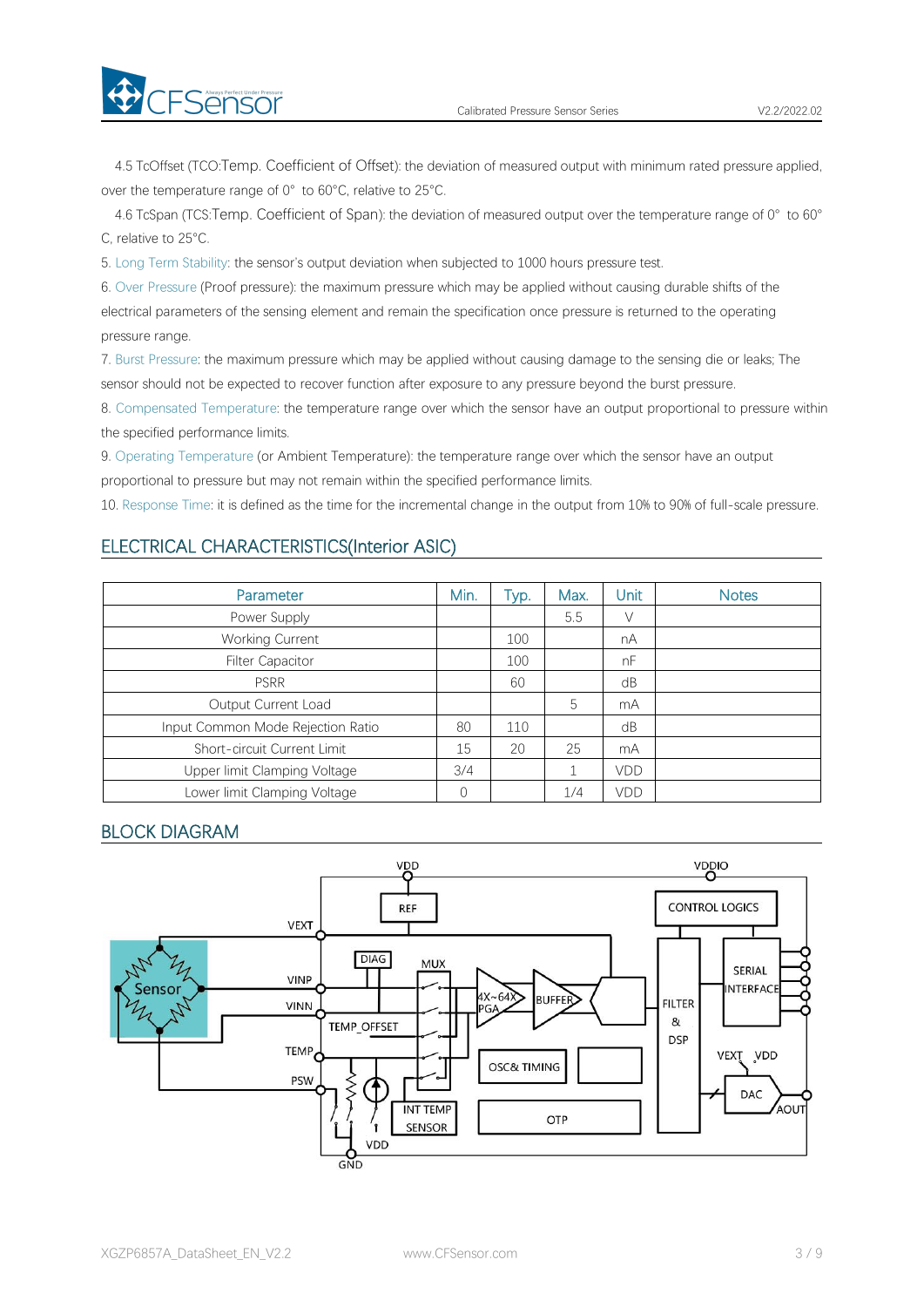4.5 TcOffset (TCO:Temp. Coefficient of Offset): the deviation of measured output with minimum rated pressure applied, over the temperature range of 0° to 60°C, relative to 25°C.

4.6 TcSpan (TCS:Temp. Coefficient of Span): the deviation of measured output over the temperature range of 0° to 60° C, relative to 25°C.

5. Long Term Stability: the sensor's output deviation when subjected to 1000 hours pressure test.

6. Over Pressure (Proof pressure): the maximum pressure which may be applied without causing durable shifts of the electrical parameters of the sensing element and remain the specification once pressure is returned to the operating pressure range.

7. Burst Pressure: the maximum pressure which may be applied without causing damage to the sensing die or leaks; The sensor should not be expected to recover function after exposure to any pressure beyond the burst pressure.

8. Compensated Temperature: the temperature range over which the sensor have an output proportional to pressure within the specified performance limits.

9. Operating Temperature (or Ambient Temperature): the temperature range over which the sensor have an output proportional to pressure but may not remain within the specified performance limits.

10. Response Time: it is defined as the time for the incremental change in the output from 10% to 90% of full-scale pressure.

## ELECTRICAL CHARACTERISTICS(Interior ASIC)

| Parameter | Min. | Typ. | Max. | Unit | Notes |
|---|---|---|---|---|---|
| Power Supply | | | 5.5 | V | |
| Working Current | | 100 | | nA | |
| Filter Capacitor | | 100 | | nF | |
| PSRR | | 60 | | dB | |
| Output Current Load | | | 5 | mA | |
| Input Common Mode Rejection Ratio | 80 | 110 | | dB | |
| Short-circuit Current Limit | 15 | 20 | 25 | mA | |
| Upper limit Clamping Voltage | 3/4 | | 1 | VDD | |
| Lower limit Clamping Voltage | 0 | | 1/4 | VDD | |

## BLOCK DIAGRAM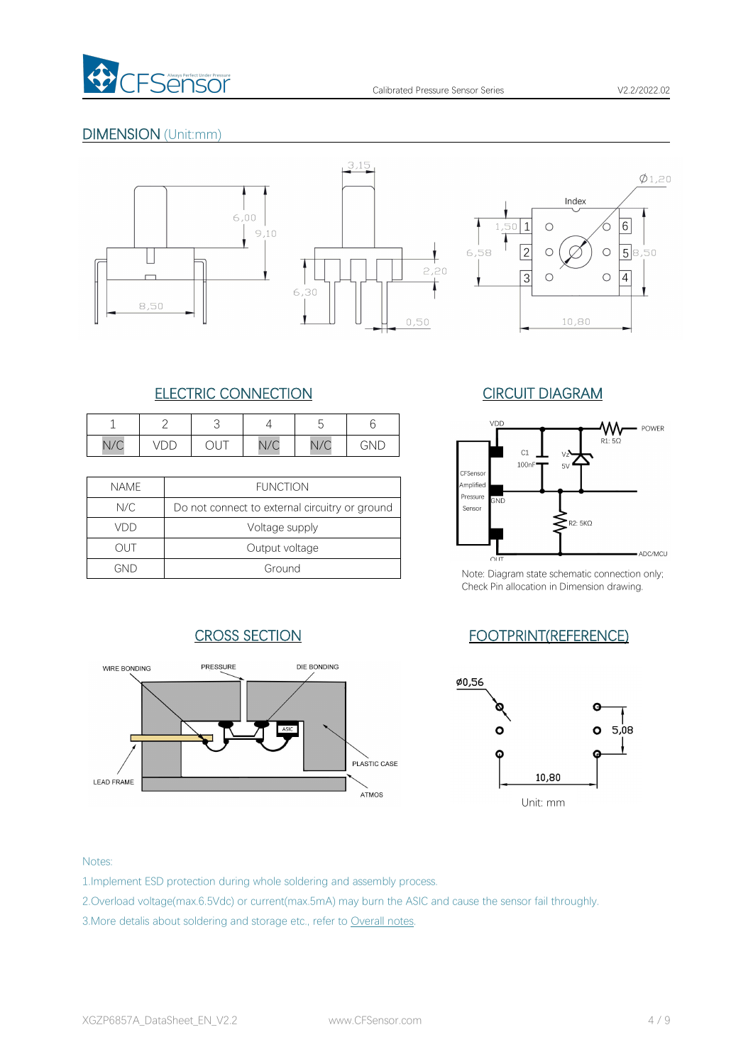## DIMENSION (Unit:mm)

## ELECTRIC CONNECTION

| 1 | 2 | 3 | 4 | 5 | 6 |
|---|---|---|---|---|---|
| N/C | VDD | OUT | N/C | N/C | GND |

| NAME | FUNCTION |
|---|---|
| N/C | Do not connect to external circuitry or ground |
| VDD | Voltage supply |
| OUT | Output voltage |
| GND | Ground |

## CIRCUIT DIAGRAM

Note: Diagram state schematic connection only; Check Pin allocation in Dimension drawing.

## CROSS SECTION

## FOOTPRINT(REFERENCE)

Unit: mm

Notes:

1.Implement ESD protection during whole soldering and assembly process.

2.Overload voltage(max.6.5Vdc) or current(max.5mA) may burn the ASIC and cause the sensor fail throughly.

3.More detalis about soldering and storage etc., refer to Overall notes.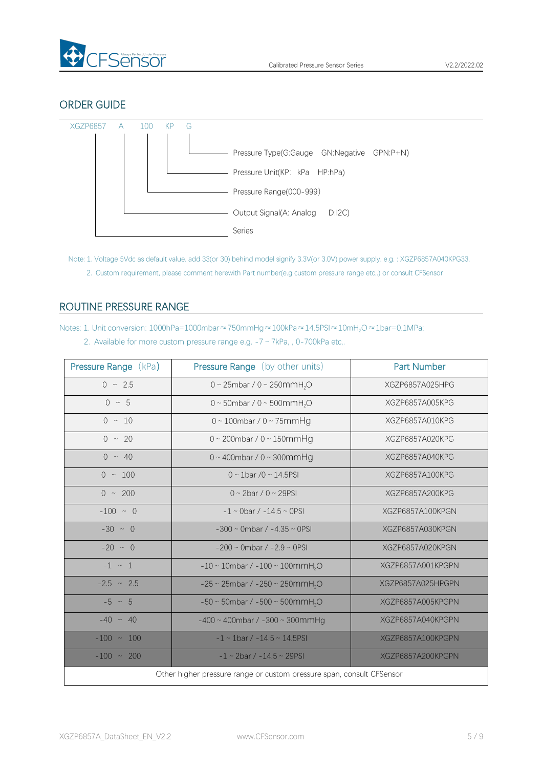## ORDER GUIDE

XGZP6857 A 100 KP G

- G — Pressure Type(G:Gauge GN:Negative GPN:P+N)
- KP — Pressure Unit(KP: kPa HP:hPa)
- 100 — Pressure Range(000-999)
- A — Output Signal(A: Analog D:I2C)
- XGZP6857 — Series

Note: 1. Voltage 5Vdc as default value, add 33(or 30) behind model signify 3.3V(or 3.0V) power supply, e.g. : XGZP6857A040KPG33.

2. Custom requirement, please comment herewith Part number(e.g custom pressure range etc,) or consult CFSensor

## ROUTINE PRESSURE RANGE

Notes: 1. Unit conversion: 1000hPa=1000mbar≈750mmHg≈100kPa≈14.5PSI≈10m$H_2O$≈1bar=0.1MPa;

2. Available for more custom pressure range e.g. -7 ~ 7kPa, , 0-700kPa etc,.

| Pressure Range (kPa) | Pressure Range (by other units) | Part Number |
|---|---|---|
| 0 ~ 2.5 | 0 ~ 25mbar / 0 ~ 250mm$H_2O$ | XGZP6857A025HPG |
| 0 ~ 5 | 0 ~ 50mbar / 0 ~ 500mm$H_2O$ | XGZP6857A005KPG |
| 0 ~ 10 | 0 ~ 100mbar / 0 ~ 75mmHg | XGZP6857A010KPG |
| 0 ~ 20 | 0 ~ 200mbar / 0 ~ 150mmHg | XGZP6857A020KPG |
| 0 ~ 40 | 0 ~ 400mbar / 0 ~ 300mmHg | XGZP6857A040KPG |
| 0 ~ 100 | 0 ~ 1bar /0 ~ 14.5PSI | XGZP6857A100KPG |
| 0 ~ 200 | 0 ~ 2bar / 0 ~ 29PSI | XGZP6857A200KPG |
| -100 ~ 0 | -1 ~ 0bar / -14.5 ~ 0PSI | XGZP6857A100KPGN |
| -30 ~ 0 | -300 ~ 0mbar / -4.35 ~ 0PSI | XGZP6857A030KPGN |
| -20 ~ 0 | -200 ~ 0mbar / -2.9 ~ 0PSI | XGZP6857A020KPGN |
| -1 ~ 1 | -10 ~ 10mbar / -100 ~ 100mm$H_2O$ | XGZP6857A001KPGPN |
| -2.5 ~ 2.5 | -25 ~ 25mbar / -250 ~ 250mm$H_2O$ | XGZP6857A025HPGPN |
| -5 ~ 5 | -50 ~ 50mbar / -500 ~ 500mm$H_2O$ | XGZP6857A005KPGPN |
| -40 ~ 40 | -400 ~ 400mbar / -300 ~ 300mmHg | XGZP6857A040KPGPN |
| -100 ~ 100 | -1 ~ 1bar / -14.5 ~ 14.5PSI | XGZP6857A100KPGPN |
| -100 ~ 200 | -1 ~ 2bar / -14.5 ~ 29PSI | XGZP6857A200KPGPN |
| Other higher pressure range or custom pressure span, consult CFSensor | | |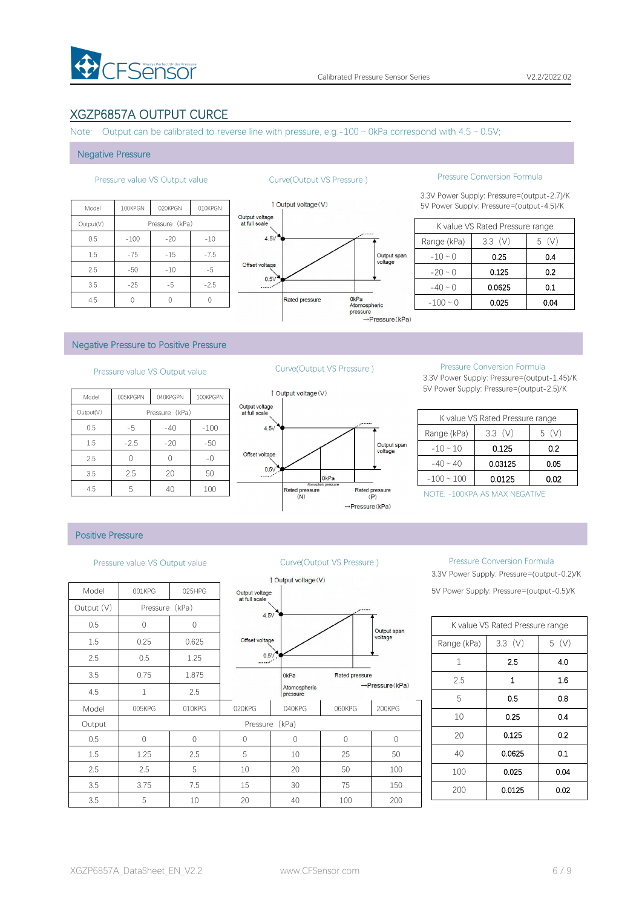## XGZP6857A OUTPUT CURCE

Note: Output can be calibrated to reverse line with pressure, e.g.-100 ~ 0kPa correspond with 4.5 ~ 0.5V;

### Negative Pressure

**Pressure value VS Output value**

| Model | 100KPGN | 020KPGN | 010KPGN |
|---|---|---|---|
| Output(V) | Pressure (kPa) | | |
| 0.5 | -100 | -20 | -10 |
| 1.5 | -75 | -15 | -7.5 |
| 2.5 | -50 | -10 | -5 |
| 3.5 | -25 | -5 | -2.5 |
| 4.5 | 0 | 0 | 0 |

**Curve(Output VS Pressure )**

Output voltage(V); Output voltage at full scale; 4.5V; Offset voltage; 0.5V; Output span voltage; Rated pressure; 0kPa Atomospheric pressure; →Pressure(kPa)

**Pressure Conversion Formula**

3.3V Power Supply: Pressure=(output-2.7)/K
5V Power Supply: Pressure=(output-4.5)/K

| K value VS Rated Pressure range | | |
|---|---|---|
| Range (kPa) | 3.3 (V) | 5 (V) |
| -10 ~ 0 | 0.25 | 0.4 |
| -20 ~ 0 | 0.125 | 0.2 |
| -40 ~ 0 | 0.0625 | 0.1 |
| -100 ~ 0 | 0.025 | 0.04 |

### Negative Pressure to Positive Pressure

**Pressure value VS Output value**

| Model | 005KPGPN | 040KPGPN | 100KPGPN |
|---|---|---|---|
| Output(V) | Pressure (kPa) | | |
| 0.5 | -5 | -40 | -100 |
| 1.5 | -2.5 | -20 | -50 |
| 2.5 | 0 | 0 | -0 |
| 3.5 | 2.5 | 20 | 50 |
| 4.5 | 5 | 40 | 100 |

**Curve(Output VS Pressure )**

Output voltage(V); Output voltage at full scale; 4.5V; Offset voltage; 0.5V; Output span voltage; 0kPa Atmospheric pressure; Rated pressure (N); Rated pressure (P); →Pressure(kPa)

**Pressure Conversion Formula**

3.3V Power Supply: Pressure=(output-1.45)/K
5V Power Supply: Pressure=(output-2.5)/K

| K value VS Rated Pressure range | | |
|---|---|---|
| Range (kPa) | 3.3 (V) | 5 (V) |
| -10 ~ 10 | 0.125 | 0.2 |
| -40 ~ 40 | 0.03125 | 0.05 |
| -100 ~ 100 | 0.0125 | 0.02 |

NOTE: -100KPA AS MAX NEGATIVE

### Positive Pressure

**Pressure value VS Output value**

| Model | 001KPG | 025HPG |
|---|---|---|
| Output (V) | Pressure (kPa) | |
| 0.5 | 0 | 0 |
| 1.5 | 0.25 | 0.625 |
| 2.5 | 0.5 | 1.25 |
| 3.5 | 0.75 | 1.875 |
| 4.5 | 1 | 2.5 |

| Model | 005KPG | 010KPG | 020KPG | 040KPG | 060KPG | 200KPG |
|---|---|---|---|---|---|---|
| Output | Pressure (kPa) | | | | | |
| 0.5 | 0 | 0 | 0 | 0 | 0 | 0 |
| 1.5 | 1.25 | 2.5 | 5 | 10 | 25 | 50 |
| 2.5 | 2.5 | 5 | 10 | 20 | 50 | 100 |
| 3.5 | 3.75 | 7.5 | 15 | 30 | 75 | 150 |
| 3.5 | 5 | 10 | 20 | 40 | 100 | 200 |

**Curve(Output VS Pressure )**

Output voltage(V); Output voltage at full scale; 4.5V; Offset voltage; 0.5V; Output span voltage; 0kPa Atomospheric pressure; Rated pressure; →Pressure(kPa)

**Pressure Conversion Formula**

3.3V Power Supply: Pressure=(output-0.2)/K

5V Power Supply: Pressure=(output-0.5)/K

| K value VS Rated Pressure range | | |
|---|---|---|
| Range (kPa) | 3.3 (V) | 5 (V) |
| 1 | 2.5 | 4.0 |
| 2.5 | 1 | 1.6 |
| 5 | 0.5 | 0.8 |
| 10 | 0.25 | 0.4 |
| 20 | 0.125 | 0.2 |
| 40 | 0.0625 | 0.1 |
| 100 | 0.025 | 0.04 |
| 200 | 0.0125 | 0.02 |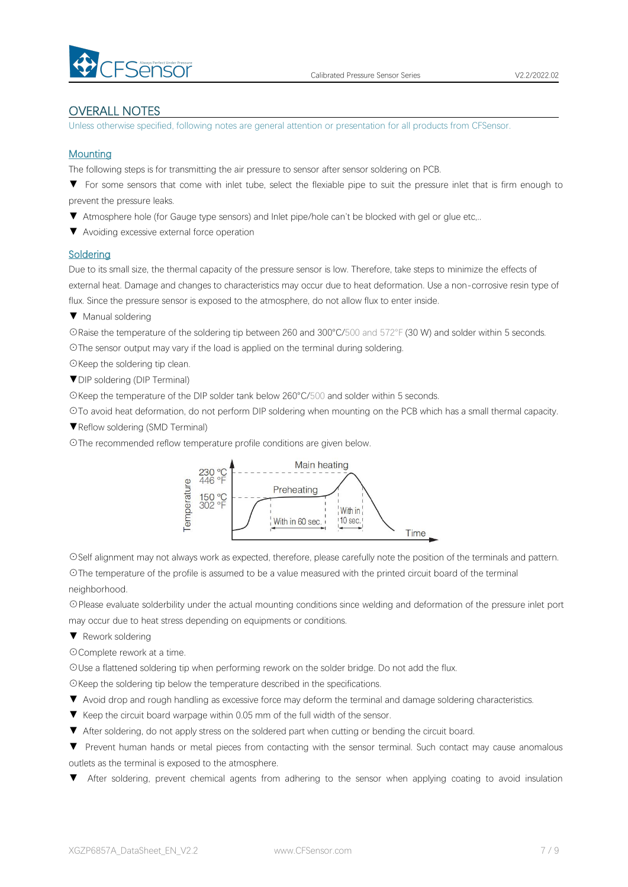## OVERALL NOTES

Unless otherwise specified, following notes are general attention or presentation for all products from CFSensor.

### Mounting

The following steps is for transmitting the air pressure to sensor after sensor soldering on PCB.

▼ For some sensors that come with inlet tube, select the flexiable pipe to suit the pressure inlet that is firm enough to prevent the pressure leaks.

▼ Atmosphere hole (for Gauge type sensors) and Inlet pipe/hole can't be blocked with gel or glue etc,..

▼ Avoiding excessive external force operation

### Soldering

Due to its small size, the thermal capacity of the pressure sensor is low. Therefore, take steps to minimize the effects of external heat. Damage and changes to characteristics may occur due to heat deformation. Use a non-corrosive resin type of flux. Since the pressure sensor is exposed to the atmosphere, do not allow flux to enter inside.

▼ Manual soldering

⊙Raise the temperature of the soldering tip between 260 and 300°C/500 and 572°F (30 W) and solder within 5 seconds.

⊙The sensor output may vary if the load is applied on the terminal during soldering.

⊙Keep the soldering tip clean.

▼DIP soldering (DIP Terminal)

⊙Keep the temperature of the DIP solder tank below 260°C/500 and solder within 5 seconds.

⊙To avoid heat deformation, do not perform DIP soldering when mounting on the PCB which has a small thermal capacity.

▼Reflow soldering (SMD Terminal)

⊙The recommended reflow temperature profile conditions are given below.

Temperature: 230 °C / 446 °F (Main heating); 150 °C / 302 °F (Preheating)
Preheating: With in 60 sec.
Main heating: With in 10 sec.
Time

⊙Self alignment may not always work as expected, therefore, please carefully note the position of the terminals and pattern.

⊙The temperature of the profile is assumed to be a value measured with the printed circuit board of the terminal neighborhood.

⊙Please evaluate solderbility under the actual mounting conditions since welding and deformation of the pressure inlet port may occur due to heat stress depending on equipments or conditions.

▼ Rework soldering

⊙Complete rework at a time.

⊙Use a flattened soldering tip when performing rework on the solder bridge. Do not add the flux.

⊙Keep the soldering tip below the temperature described in the specifications.

▼ Avoid drop and rough handling as excessive force may deform the terminal and damage soldering characteristics.

▼ Keep the circuit board warpage within 0.05 mm of the full width of the sensor.

▼ After soldering, do not apply stress on the soldered part when cutting or bending the circuit board.

▼ Prevent human hands or metal pieces from contacting with the sensor terminal. Such contact may cause anomalous outlets as the terminal is exposed to the atmosphere.

▼ After soldering, prevent chemical agents from adhering to the sensor when applying coating to avoid insulation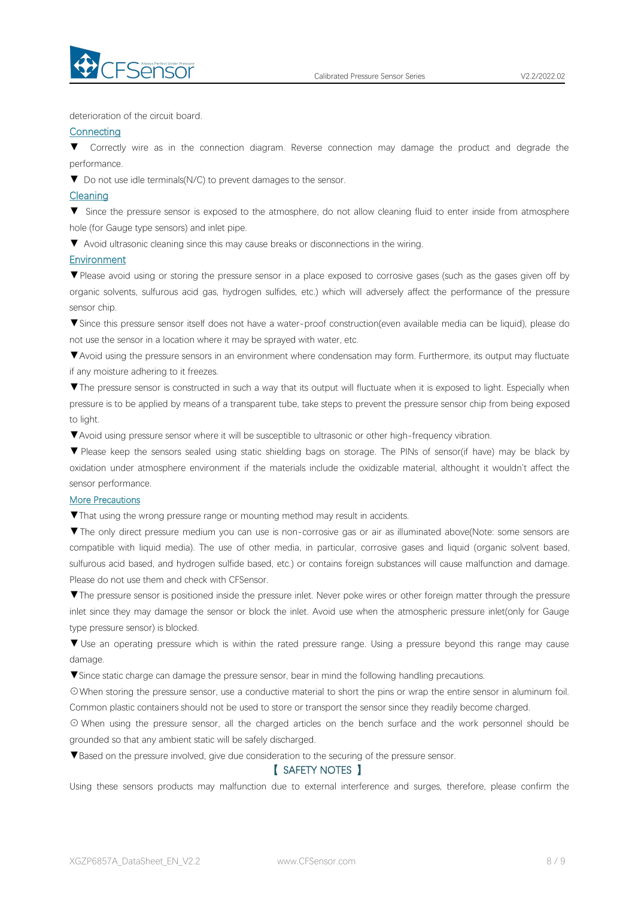deterioration of the circuit board.

### Connecting

▼ Correctly wire as in the connection diagram. Reverse connection may damage the product and degrade the performance.

▼ Do not use idle terminals(N/C) to prevent damages to the sensor.

### Cleaning

▼ Since the pressure sensor is exposed to the atmosphere, do not allow cleaning fluid to enter inside from atmosphere hole (for Gauge type sensors) and inlet pipe.

▼ Avoid ultrasonic cleaning since this may cause breaks or disconnections in the wiring.

### Environment

▼Please avoid using or storing the pressure sensor in a place exposed to corrosive gases (such as the gases given off by organic solvents, sulfurous acid gas, hydrogen sulfides, etc.) which will adversely affect the performance of the pressure sensor chip.

▼Since this pressure sensor itself does not have a water-proof construction(even available media can be liquid), please do not use the sensor in a location where it may be sprayed with water, etc.

▼Avoid using the pressure sensors in an environment where condensation may form. Furthermore, its output may fluctuate if any moisture adhering to it freezes.

▼The pressure sensor is constructed in such a way that its output will fluctuate when it is exposed to light. Especially when pressure is to be applied by means of a transparent tube, take steps to prevent the pressure sensor chip from being exposed to light.

▼Avoid using pressure sensor where it will be susceptible to ultrasonic or other high-frequency vibration.

▼ Please keep the sensors sealed using static shielding bags on storage. The PINs of sensor(if have) may be black by oxidation under atmosphere environment if the materials include the oxidizable material, althought it wouldn't affect the sensor performance.

### More Precautions

▼That using the wrong pressure range or mounting method may result in accidents.

▼The only direct pressure medium you can use is non-corrosive gas or air as illuminated above(Note: some sensors are compatible with liquid media). The use of other media, in particular, corrosive gases and liquid (organic solvent based, sulfurous acid based, and hydrogen sulfide based, etc.) or contains foreign substances will cause malfunction and damage. Please do not use them and check with CFSensor.

▼The pressure sensor is positioned inside the pressure inlet. Never poke wires or other foreign matter through the pressure inlet since they may damage the sensor or block the inlet. Avoid use when the atmospheric pressure inlet(only for Gauge type pressure sensor) is blocked.

▼ Use an operating pressure which is within the rated pressure range. Using a pressure beyond this range may cause damage.

▼Since static charge can damage the pressure sensor, bear in mind the following handling precautions.

⊙When storing the pressure sensor, use a conductive material to short the pins or wrap the entire sensor in aluminum foil. Common plastic containers should not be used to store or transport the sensor since they readily become charged.

⊙ When using the pressure sensor, all the charged articles on the bench surface and the work personnel should be grounded so that any ambient static will be safely discharged.

▼Based on the pressure involved, give due consideration to the securing of the pressure sensor.

## 【 SAFETY NOTES 】

Using these sensors products may malfunction due to external interference and surges, therefore, please confirm the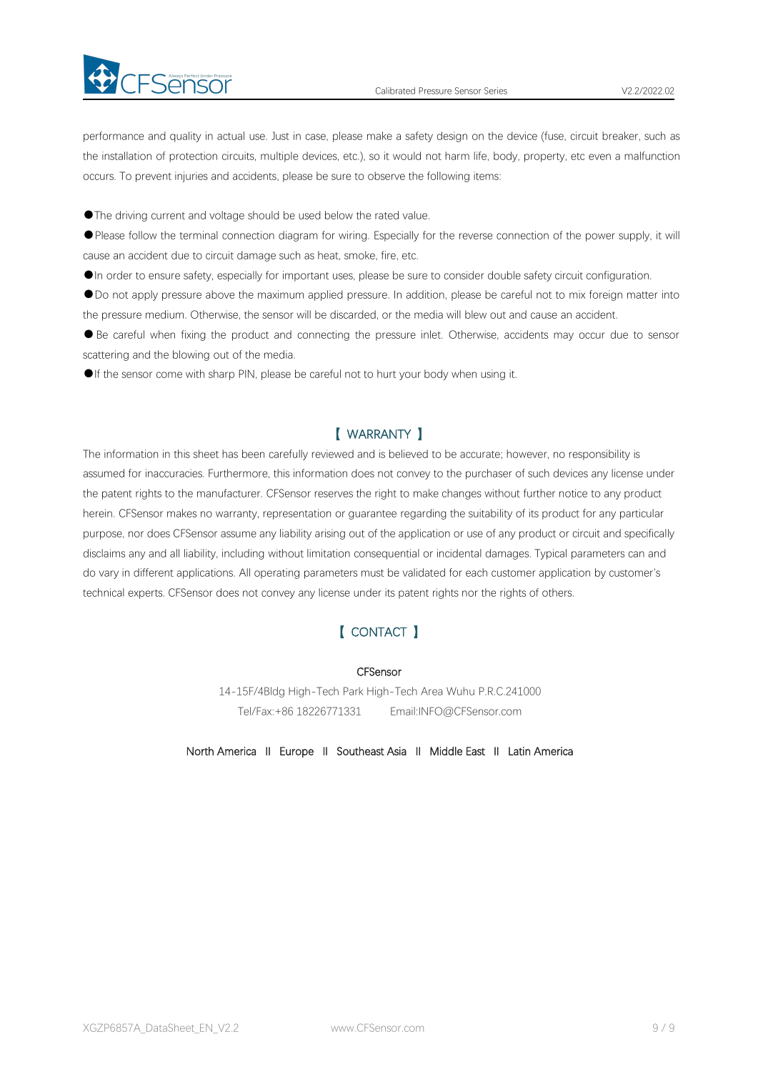performance and quality in actual use. Just in case, please make a safety design on the device (fuse, circuit breaker, such as the installation of protection circuits, multiple devices, etc.), so it would not harm life, body, property, etc even a malfunction occurs. To prevent injuries and accidents, please be sure to observe the following items:

- The driving current and voltage should be used below the rated value.
- Please follow the terminal connection diagram for wiring. Especially for the reverse connection of the power supply, it will cause an accident due to circuit damage such as heat, smoke, fire, etc.
- In order to ensure safety, especially for important uses, please be sure to consider double safety circuit configuration.
- Do not apply pressure above the maximum applied pressure. In addition, please be careful not to mix foreign matter into the pressure medium. Otherwise, the sensor will be discarded, or the media will blew out and cause an accident.
- Be careful when fixing the product and connecting the pressure inlet. Otherwise, accidents may occur due to sensor scattering and the blowing out of the media.
- If the sensor come with sharp PIN, please be careful not to hurt your body when using it.

## 【 WARRANTY 】

The information in this sheet has been carefully reviewed and is believed to be accurate; however, no responsibility is assumed for inaccuracies. Furthermore, this information does not convey to the purchaser of such devices any license under the patent rights to the manufacturer. CFSensor reserves the right to make changes without further notice to any product herein. CFSensor makes no warranty, representation or guarantee regarding the suitability of its product for any particular purpose, nor does CFSensor assume any liability arising out of the application or use of any product or circuit and specifically disclaims any and all liability, including without limitation consequential or incidental damages. Typical parameters can and do vary in different applications. All operating parameters must be validated for each customer application by customer's technical experts. CFSensor does not convey any license under its patent rights nor the rights of others.

## 【 CONTACT 】

CFSensor

14-15F/4Bldg High-Tech Park High-Tech Area Wuhu P.R.C.241000

Tel/Fax:+86 18226771331 Email:INFO@CFSensor.com

North America II Europe II Southeast Asia II Middle East II Latin America